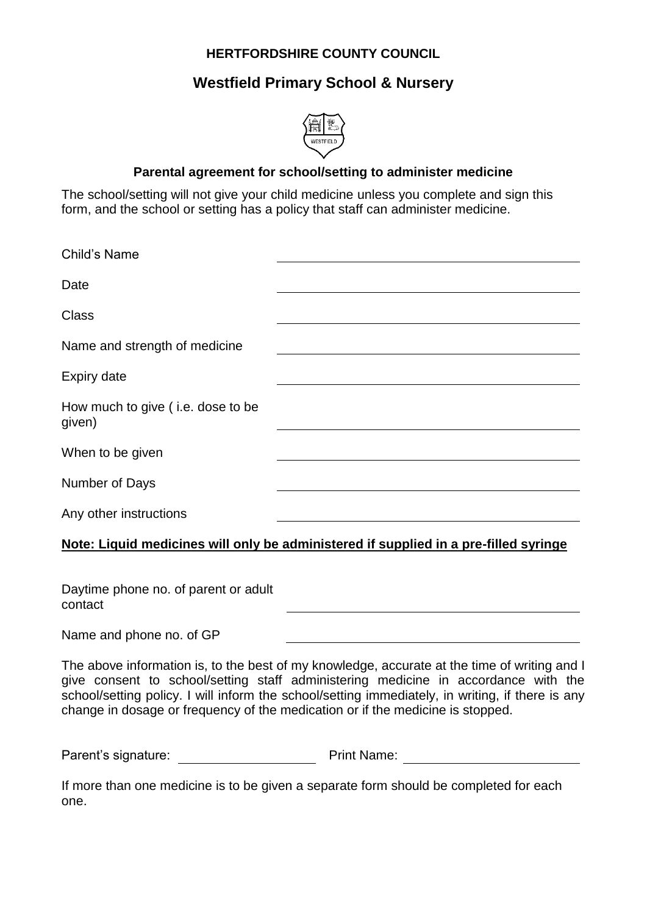**HERTFORDSHIRE COUNTY COUNCIL**

# Westfield Primary School & Nursery

## Parental agreement for school/setting to administer medicine

The school/setting will not give your child medicine unless you complete and sign this form, and the school or setting has a policy that staff can administer medicine.

| | |
|---|---|
| Child's Name | |
| Date | |
| Class | |
| Name and strength of medicine | |
| Expiry date | |
| How much to give ( i.e. dose to be given) | |
| When to be given | |
| Number of Days | |
| Any other instructions | |

**Note: Liquid medicines will only be administered if supplied in a pre-filled syringe**

| | |
|---|---|
| Daytime phone no. of parent or adult contact | |
| Name and phone no. of GP | |

The above information is, to the best of my knowledge, accurate at the time of writing and I give consent to school/setting staff administering medicine in accordance with the school/setting policy. I will inform the school/setting immediately, in writing, if there is any change in dosage or frequency of the medication or if the medicine is stopped.

Parent's signature: ____________________ Print Name: ____________________

If more than one medicine is to be given a separate form should be completed for each one.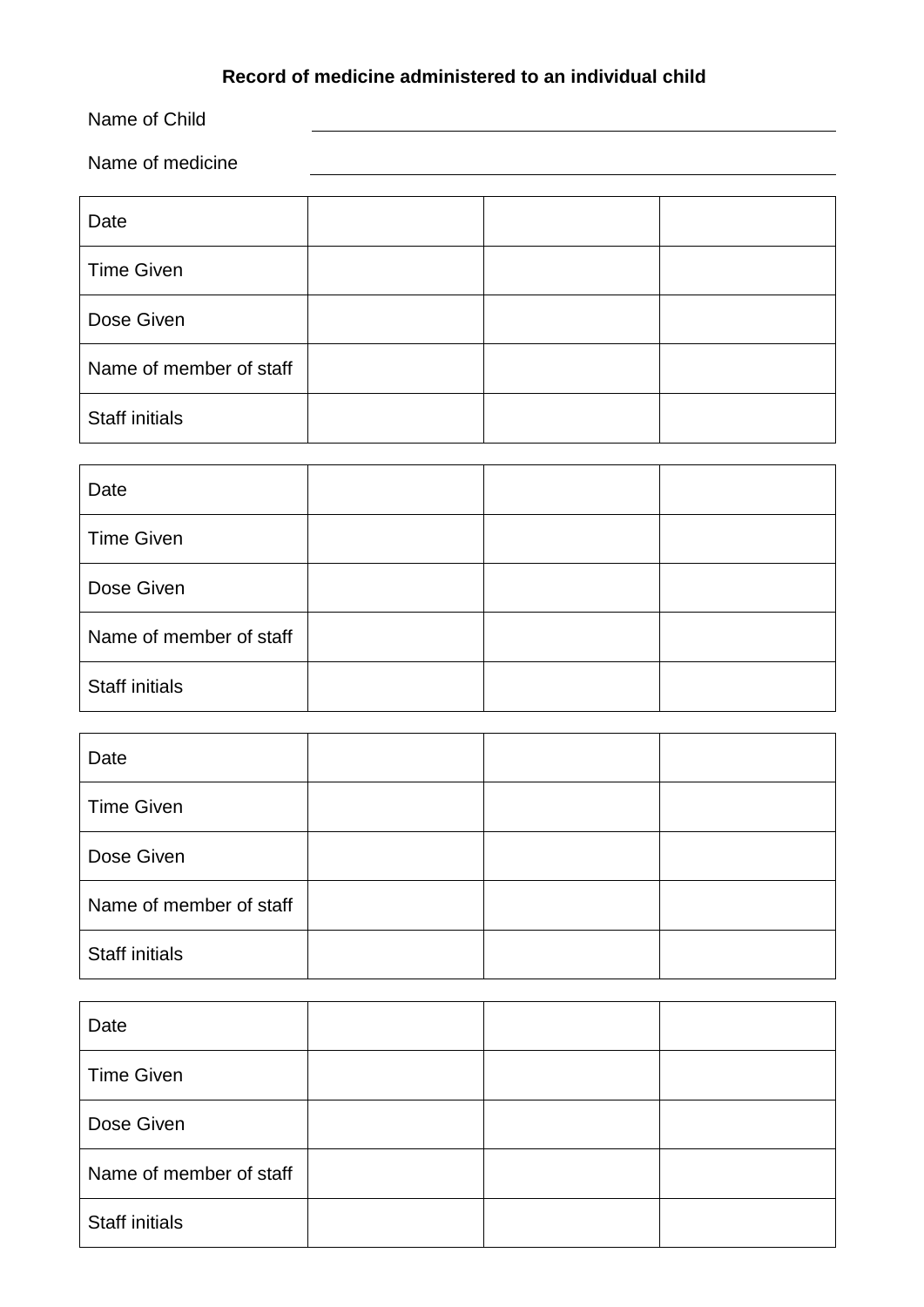**Record of medicine administered to an individual child**

Name of Child \_\_\_\_\_\_\_\_\_\_\_\_\_\_\_\_\_\_\_\_\_\_\_\_\_\_\_\_\_\_\_\_\_\_\_\_\_\_\_\_

Name of medicine \_\_\_\_\_\_\_\_\_\_\_\_\_\_\_\_\_\_\_\_\_\_\_\_\_\_\_\_\_\_\_\_\_\_\_\_\_\_\_\_

| | | | |
|---|---|---|---|
| Date | | | |
| Time Given | | | |
| Dose Given | | | |
| Name of member of staff | | | |
| Staff initials | | | |

| | | | |
|---|---|---|---|
| Date | | | |
| Time Given | | | |
| Dose Given | | | |
| Name of member of staff | | | |
| Staff initials | | | |

| | | | |
|---|---|---|---|
| Date | | | |
| Time Given | | | |
| Dose Given | | | |
| Name of member of staff | | | |
| Staff initials | | | |

| | | | |
|---|---|---|---|
| Date | | | |
| Time Given | | | |
| Dose Given | | | |
| Name of member of staff | | | |
| Staff initials | | | |